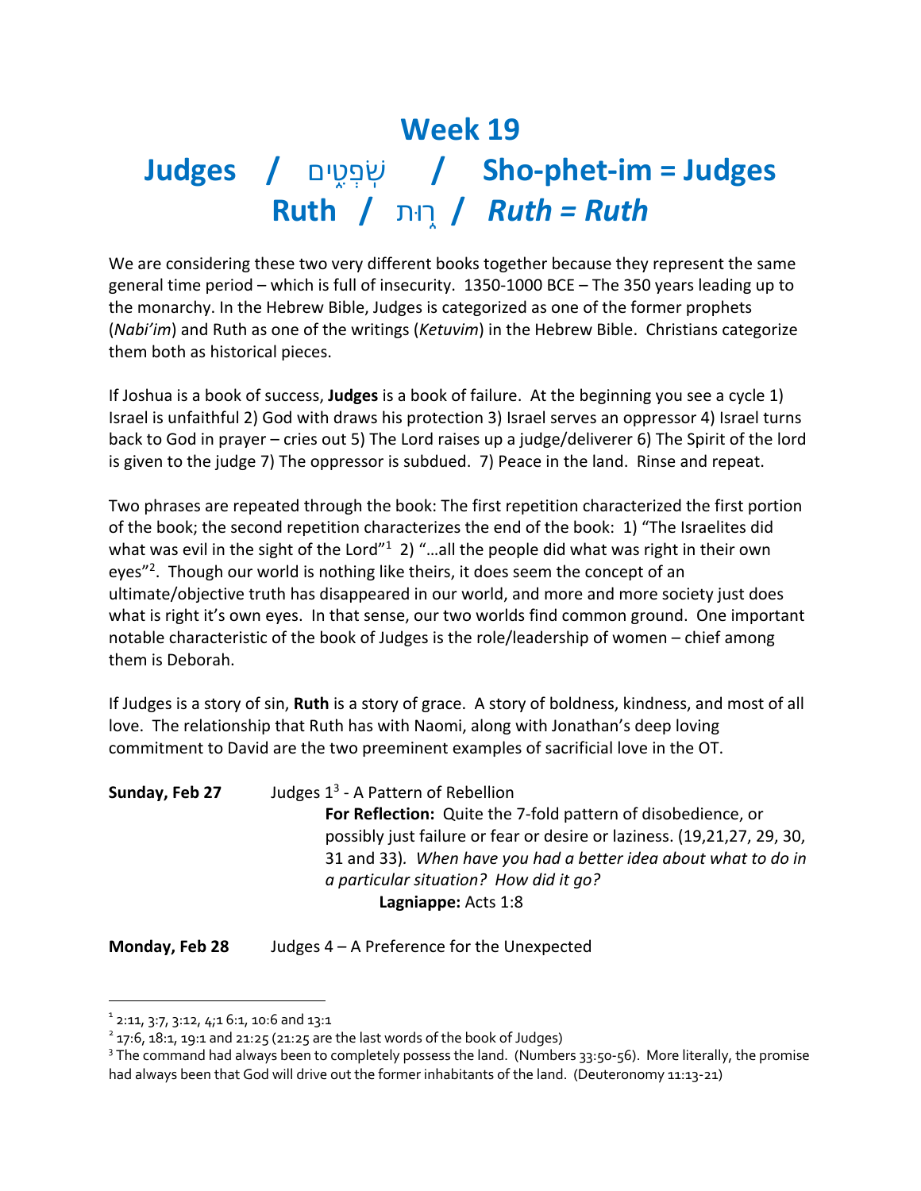# Week 19

## Judges / שֹׁפְטִים / Sho-phet-im = Judges

## Ruth / רוּת / *Ruth = Ruth*

We are considering these two very different books together because they represent the same general time period – which is full of insecurity. 1350-1000 BCE – The 350 years leading up to the monarchy. In the Hebrew Bible, Judges is categorized as one of the former prophets (*Nabi'im*) and Ruth as one of the writings (*Ketuvim*) in the Hebrew Bible. Christians categorize them both as historical pieces.

If Joshua is a book of success, **Judges** is a book of failure. At the beginning you see a cycle 1) Israel is unfaithful 2) God with draws his protection 3) Israel serves an oppressor 4) Israel turns back to God in prayer – cries out 5) The Lord raises up a judge/deliverer 6) The Spirit of the lord is given to the judge 7) The oppressor is subdued. 7) Peace in the land. Rinse and repeat.

Two phrases are repeated through the book: The first repetition characterized the first portion of the book; the second repetition characterizes the end of the book: 1) "The Israelites did what was evil in the sight of the Lord"[1] 2) "…all the people did what was right in their own eyes"[2]. Though our world is nothing like theirs, it does seem the concept of an ultimate/objective truth has disappeared in our world, and more and more society just does what is right it's own eyes. In that sense, our two worlds find common ground. One important notable characteristic of the book of Judges is the role/leadership of women – chief among them is Deborah.

If Judges is a story of sin, **Ruth** is a story of grace. A story of boldness, kindness, and most of all love. The relationship that Ruth has with Naomi, along with Jonathan's deep loving commitment to David are the two preeminent examples of sacrificial love in the OT.

**Sunday, Feb 27** Judges 1[3] - A Pattern of Rebellion

**For Reflection:** Quite the 7-fold pattern of disobedience, or possibly just failure or fear or desire or laziness. (19,21,27, 29, 30, 31 and 33). *When have you had a better idea about what to do in a particular situation? How did it go?*

**Lagniappe:** Acts 1:8

**Monday, Feb 28** Judges 4 – A Preference for the Unexpected

---

[1] 2:11, 3:7, 3:12, 4;1 6:1, 10:6 and 13:1

[2] 17:6, 18:1, 19:1 and 21:25 (21:25 are the last words of the book of Judges)

[3] The command had always been to completely possess the land. (Numbers 33:50-56). More literally, the promise had always been that God will drive out the former inhabitants of the land. (Deuteronomy 11:13-21)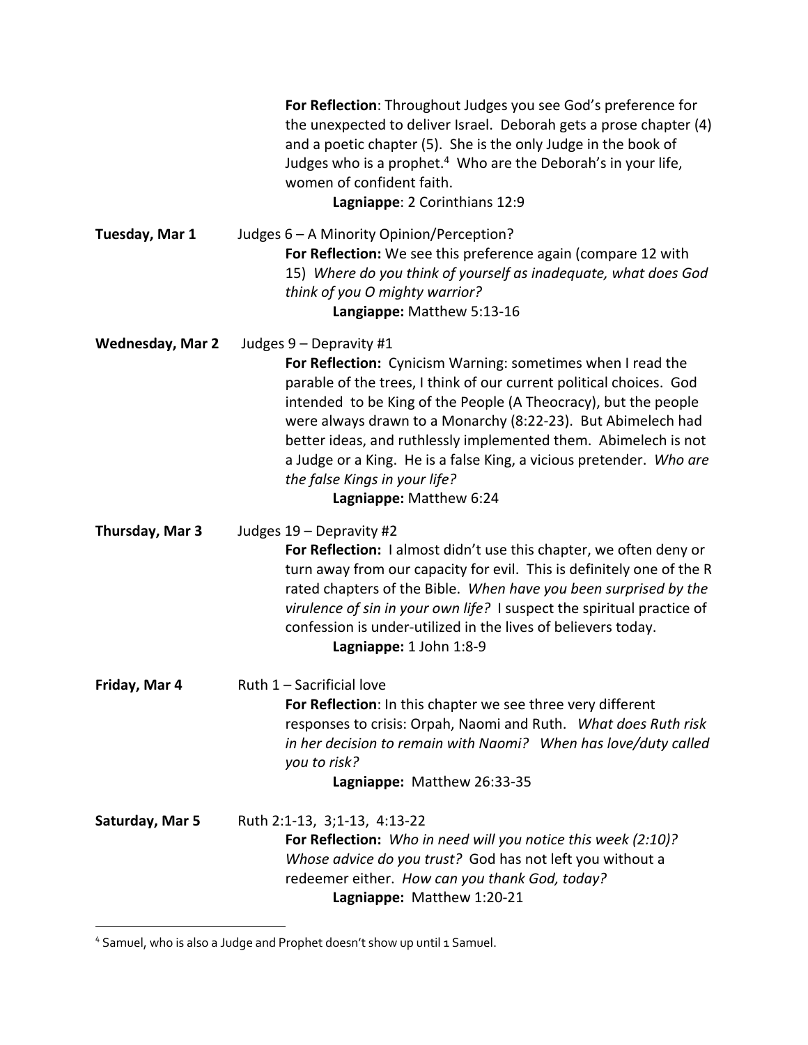**For Reflection**: Throughout Judges you see God's preference for the unexpected to deliver Israel. Deborah gets a prose chapter (4) and a poetic chapter (5). She is the only Judge in the book of Judges who is a prophet.[4] Who are the Deborah's in your life, women of confident faith.

**Lagniappe**: 2 Corinthians 12:9

**Tuesday, Mar 1** Judges 6 – A Minority Opinion/Perception?

**For Reflection:** We see this preference again (compare 12 with 15) *Where do you think of yourself as inadequate, what does God think of you O mighty warrior?*

**Langiappe:** Matthew 5:13-16

**Wednesday, Mar 2** Judges 9 – Depravity #1

**For Reflection:** Cynicism Warning: sometimes when I read the parable of the trees, I think of our current political choices. God intended to be King of the People (A Theocracy), but the people were always drawn to a Monarchy (8:22-23). But Abimelech had better ideas, and ruthlessly implemented them. Abimelech is not a Judge or a King. He is a false King, a vicious pretender. *Who are the false Kings in your life?*

**Lagniappe:** Matthew 6:24

**Thursday, Mar 3** Judges 19 – Depravity #2

**For Reflection:** I almost didn't use this chapter, we often deny or turn away from our capacity for evil. This is definitely one of the R rated chapters of the Bible. *When have you been surprised by the virulence of sin in your own life?* I suspect the spiritual practice of confession is under-utilized in the lives of believers today.

**Lagniappe:** 1 John 1:8-9

**Friday, Mar 4** Ruth 1 – Sacrificial love

**For Reflection**: In this chapter we see three very different responses to crisis: Orpah, Naomi and Ruth. *What does Ruth risk in her decision to remain with Naomi? When has love/duty called you to risk?*

**Lagniappe:** Matthew 26:33-35

**Saturday, Mar 5** Ruth 2:1-13, 3;1-13, 4:13-22

**For Reflection:** *Who in need will you notice this week (2:10)? Whose advice do you trust?* God has not left you without a redeemer either. *How can you thank God, today?*

**Lagniappe:** Matthew 1:20-21

---

[4] Samuel, who is also a Judge and Prophet doesn't show up until 1 Samuel.